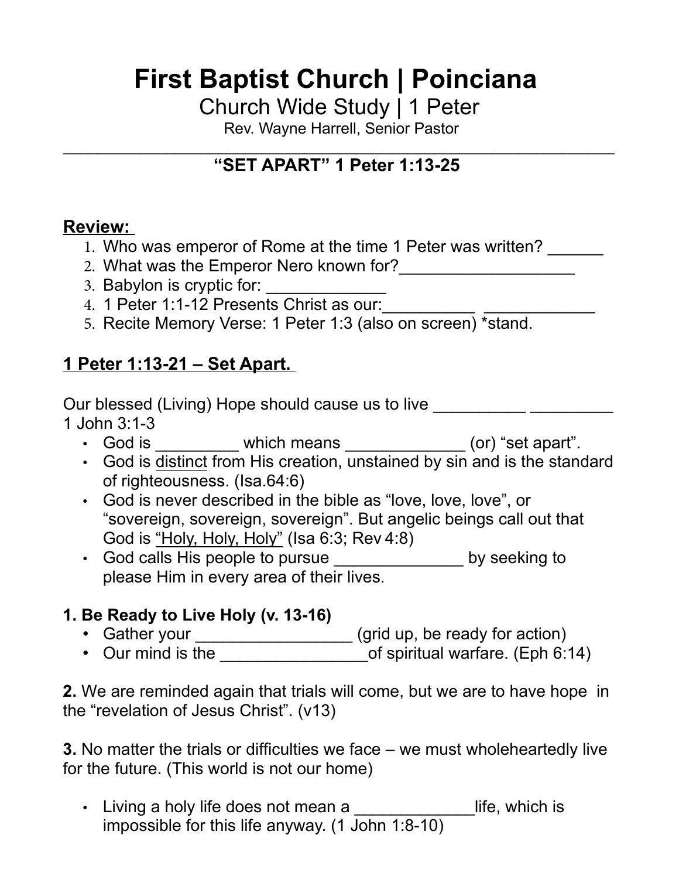# First Baptist Church | Poinciana

## Church Wide Study | 1 Peter

Rev. Wayne Harrell, Senior Pastor

---

### "SET APART" 1 Peter 1:13-25

**Review:**

1. Who was emperor of Rome at the time 1 Peter was written? ______
2. What was the Emperor Nero known for?___________________
3. Babylon is cryptic for: _____________
4. 1 Peter 1:1-12 Presents Christ as our:__________ ____________
5. Recite Memory Verse: 1 Peter 1:3 (also on screen) *stand.

**1 Peter 1:13-21 – Set Apart.**

Our blessed (Living) Hope should cause us to live __________ _________ 1 John 3:1-3

- God is _________ which means _____________ (or) "set apart".
- God is distinct from His creation, unstained by sin and is the standard of righteousness. (Isa.64:6)
- God is never described in the bible as "love, love, love", or "sovereign, sovereign, sovereign". But angelic beings call out that God is "Holy, Holy, Holy" (Isa 6:3; Rev 4:8)
- God calls His people to pursue ______________ by seeking to please Him in every area of their lives.

**1. Be Ready to Live Holy (v. 13-16)**

- Gather your _________________ (grid up, be ready for action)
- Our mind is the ________________of spiritual warfare. (Eph 6:14)

**2.** We are reminded again that trials will come, but we are to have hope in the "revelation of Jesus Christ". (v13)

**3.** No matter the trials or difficulties we face – we must wholeheartedly live for the future. (This world is not our home)

- Living a holy life does not mean a _____________life, which is impossible for this life anyway. (1 John 1:8-10)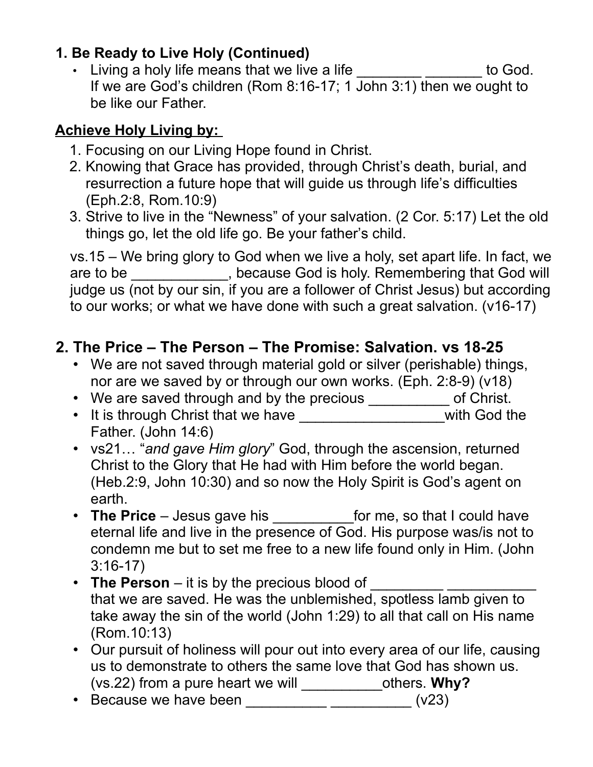### 1. Be Ready to Live Holy (Continued)

- Living a holy life means that we live a life ________ _______ to God. If we are God's children (Rom 8:16-17; 1 John 3:1) then we ought to be like our Father.

**Achieve Holy Living by:**

1. Focusing on our Living Hope found in Christ.
2. Knowing that Grace has provided, through Christ's death, burial, and resurrection a future hope that will guide us through life's difficulties (Eph.2:8, Rom.10:9)
3. Strive to live in the "Newness" of your salvation. (2 Cor. 5:17) Let the old things go, let the old life go. Be your father's child.

vs.15 – We bring glory to God when we live a holy, set apart life. In fact, we are to be ___________, because God is holy. Remembering that God will judge us (not by our sin, if you are a follower of Christ Jesus) but according to our works; or what we have done with such a great salvation. (v16-17)

### 2. The Price – The Person – The Promise: Salvation. vs 18-25

- We are not saved through material gold or silver (perishable) things, nor are we saved by or through our own works. (Eph. 2:8-9) (v18)
- We are saved through and by the precious __________ of Christ.
- It is through Christ that we have _________________with God the Father. (John 14:6)
- vs21… "*and gave Him glory*" God, through the ascension, returned Christ to the Glory that He had with Him before the world began. (Heb.2:9, John 10:30) and so now the Holy Spirit is God's agent on earth.
- **The Price** – Jesus gave his __________for me, so that I could have eternal life and live in the presence of God. His purpose was/is not to condemn me but to set me free to a new life found only in Him. (John 3:16-17)
- **The Person** – it is by the precious blood of _________ ___________ that we are saved. He was the unblemished, spotless lamb given to take away the sin of the world (John 1:29) to all that call on His name (Rom.10:13)
- Our pursuit of holiness will pour out into every area of our life, causing us to demonstrate to others the same love that God has shown us. (vs.22) from a pure heart we will __________others. **Why?**
- Because we have been __________ __________ (v23)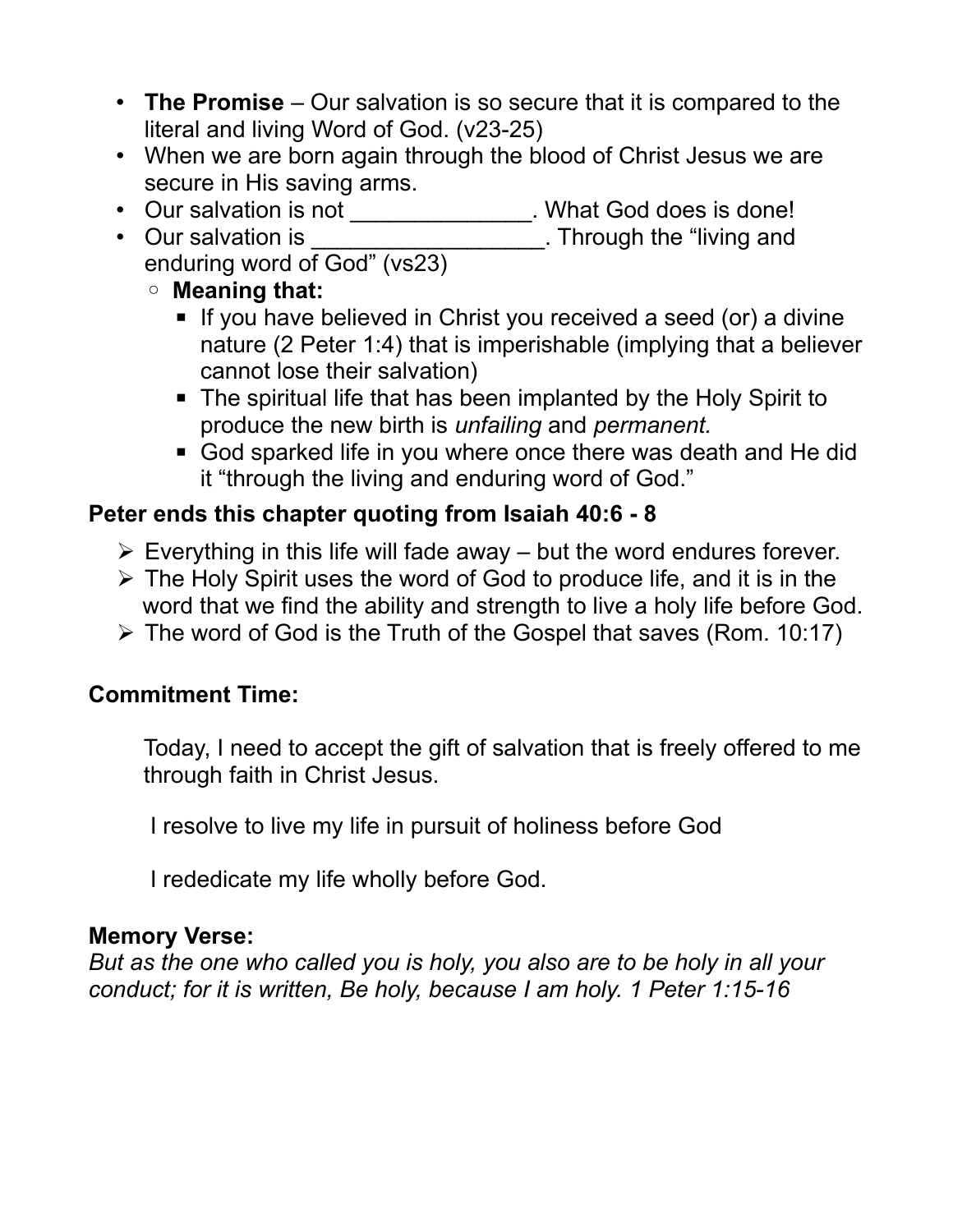- **The Promise** – Our salvation is so secure that it is compared to the literal and living Word of God. (v23-25)
- When we are born again through the blood of Christ Jesus we are secure in His saving arms.
- Our salvation is not ______________. What God does is done!
- Our salvation is __________________. Through the "living and enduring word of God" (vs23)
  - **Meaning that:**
    - If you have believed in Christ you received a seed (or) a divine nature (2 Peter 1:4) that is imperishable (implying that a believer cannot lose their salvation)
    - The spiritual life that has been implanted by the Holy Spirit to produce the new birth is *unfailing* and *permanent.*
    - God sparked life in you where once there was death and He did it "through the living and enduring word of God."

**Peter ends this chapter quoting from Isaiah 40:6 - 8**

- Everything in this life will fade away – but the word endures forever.
- The Holy Spirit uses the word of God to produce life, and it is in the word that we find the ability and strength to live a holy life before God.
- The word of God is the Truth of the Gospel that saves (Rom. 10:17)

**Commitment Time:**

Today, I need to accept the gift of salvation that is freely offered to me through faith in Christ Jesus.

I resolve to live my life in pursuit of holiness before God

I rededicate my life wholly before God.

**Memory Verse:**
*But as the one who called you is holy, you also are to be holy in all your conduct; for it is written, Be holy, because I am holy. 1 Peter 1:15-16*